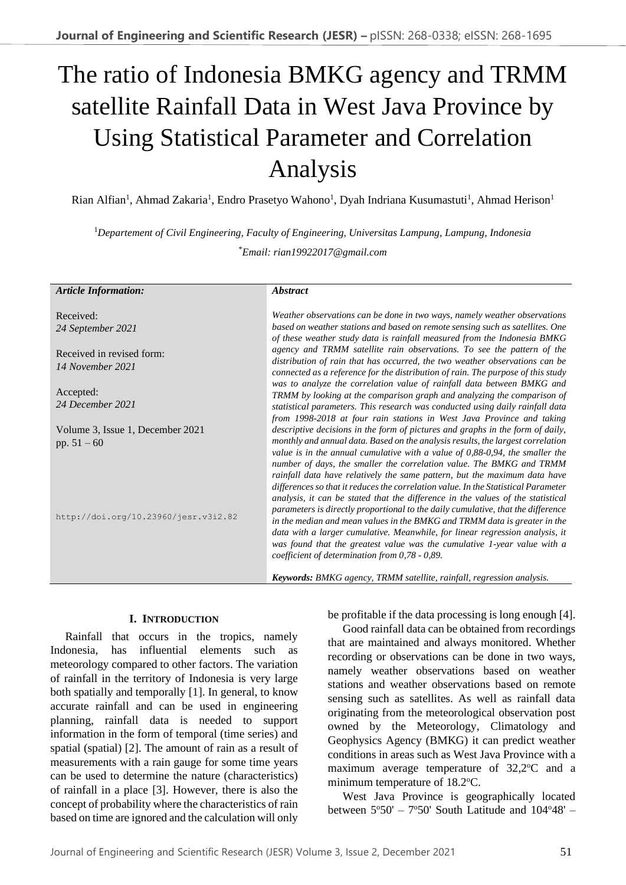# The ratio of Indonesia BMKG agency and TRMM satellite Rainfall Data in West Java Province by Using Statistical Parameter and Correlation Analysis

Rian Alfian[1], Ahmad Zakaria[1], Endro Prasetyo Wahono[1], Dyah Indriana Kusumastuti[1], Ahmad Herison[1]

[1]*Departement of Civil Engineering, Faculty of Engineering, Universitas Lampung, Lampung, Indonesia*

[*]*Email: rian19922017@gmail.com*

| *Article Information:* | *Abstract* |
|---|---|
| Received: *24 September 2021*<br><br>Received in revised form: *14 November 2021*<br><br>Accepted: *24 December 2021*<br><br>Volume 3, Issue 1, December 2021<br>pp. 51 – 60<br><br>http://doi.org/10.23960/jesr.v3i2.82 | *Weather observations can be done in two ways, namely weather observations based on weather stations and based on remote sensing such as satellites. One of these weather study data is rainfall measured from the Indonesia BMKG agency and TRMM satellite rain observations. To see the pattern of the distribution of rain that has occurred, the two weather observations can be connected as a reference for the distribution of rain. The purpose of this study was to analyze the correlation value of rainfall data between BMKG and TRMM by looking at the comparison graph and analyzing the comparison of statistical parameters. This research was conducted using daily rainfall data from 1998-2018 at four rain stations in West Java Province and taking descriptive decisions in the form of pictures and graphs in the form of daily, monthly and annual data. Based on the analysis results, the largest correlation value is in the annual cumulative with a value of 0,88-0,94, the smaller the number of days, the smaller the correlation value. The BMKG and TRMM rainfall data have relatively the same pattern, but the maximum data have differences so that it reduces the correlation value. In the Statistical Parameter analysis, it can be stated that the difference in the values of the statistical parameters is directly proportional to the daily cumulative, that the difference in the median and mean values in the BMKG and TRMM data is greater in the data with a larger cumulative. Meanwhile, for linear regression analysis, it was found that the greatest value was the cumulative 1-year value with a coefficient of determination from 0,78 - 0,89.*<br><br>***Keywords:** BMKG agency, TRMM satellite, rainfall, regression analysis.* |

## I. Introduction

Rainfall that occurs in the tropics, namely Indonesia, has influential elements such as meteorology compared to other factors. The variation of rainfall in the territory of Indonesia is very large both spatially and temporally [1]. In general, to know accurate rainfall and can be used in engineering planning, rainfall data is needed to support information in the form of temporal (time series) and spatial (spatial) [2]. The amount of rain as a result of measurements with a rain gauge for some time years can be used to determine the nature (characteristics) of rainfall in a place [3]. However, there is also the concept of probability where the characteristics of rain based on time are ignored and the calculation will only be profitable if the data processing is long enough [4].

Good rainfall data can be obtained from recordings that are maintained and always monitored. Whether recording or observations can be done in two ways, namely weather observations based on weather stations and weather observations based on remote sensing such as satellites. As well as rainfall data originating from the meteorological observation post owned by the Meteorology, Climatology and Geophysics Agency (BMKG) it can predict weather conditions in areas such as West Java Province with a maximum average temperature of 32,2°C and a minimum temperature of 18.2°C.

West Java Province is geographically located between 5°50' – 7°50' South Latitude and 104°48' –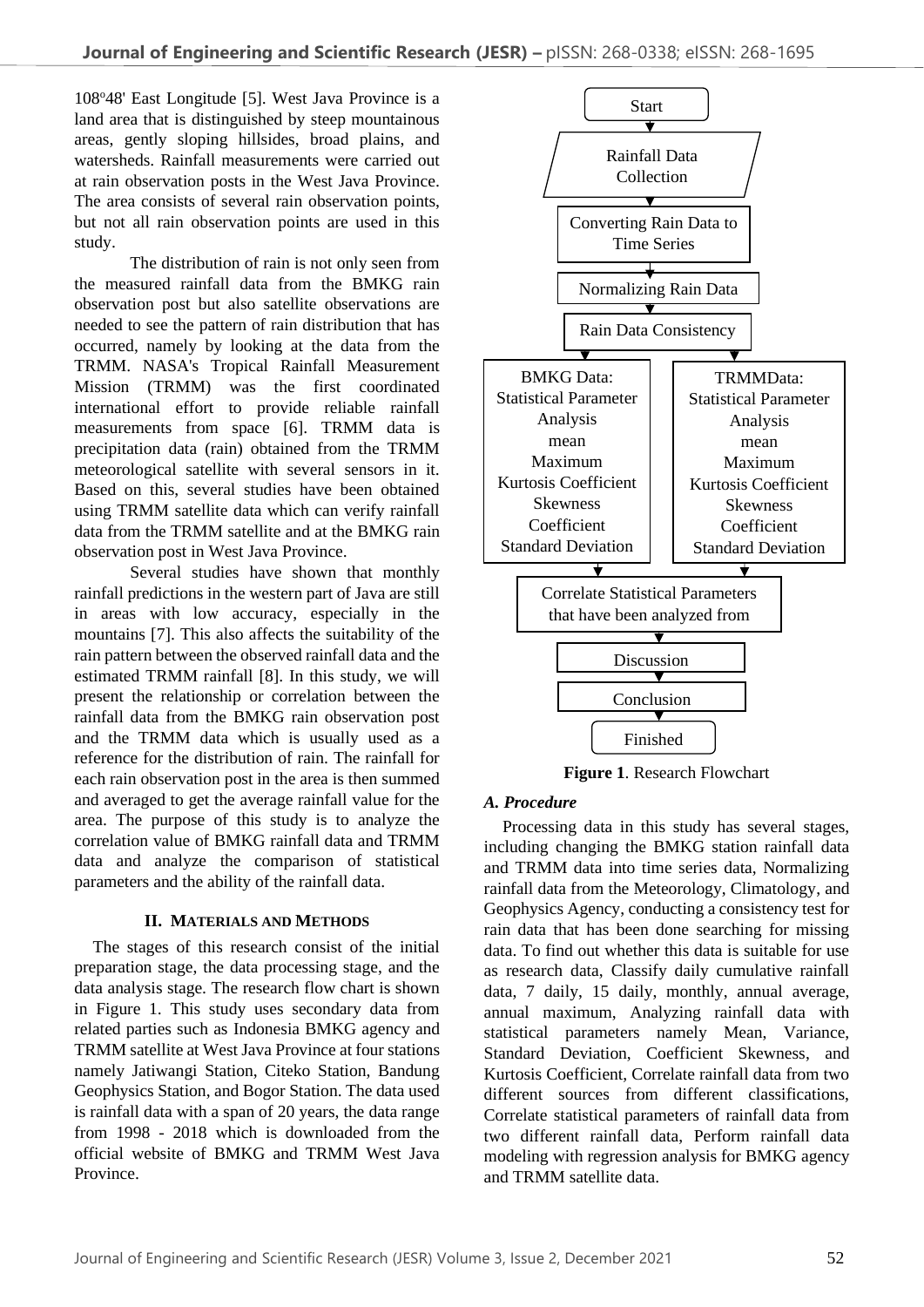108°48' East Longitude [5]. West Java Province is a land area that is distinguished by steep mountainous areas, gently sloping hillsides, broad plains, and watersheds. Rainfall measurements were carried out at rain observation posts in the West Java Province. The area consists of several rain observation points, but not all rain observation points are used in this study.

The distribution of rain is not only seen from the measured rainfall data from the BMKG rain observation post but also satellite observations are needed to see the pattern of rain distribution that has occurred, namely by looking at the data from the TRMM. NASA's Tropical Rainfall Measurement Mission (TRMM) was the first coordinated international effort to provide reliable rainfall measurements from space [6]. TRMM data is precipitation data (rain) obtained from the TRMM meteorological satellite with several sensors in it. Based on this, several studies have been obtained using TRMM satellite data which can verify rainfall data from the TRMM satellite and at the BMKG rain observation post in West Java Province.

Several studies have shown that monthly rainfall predictions in the western part of Java are still in areas with low accuracy, especially in the mountains [7]. This also affects the suitability of the rain pattern between the observed rainfall data and the estimated TRMM rainfall [8]. In this study, we will present the relationship or correlation between the rainfall data from the BMKG rain observation post and the TRMM data which is usually used as a reference for the distribution of rain. The rainfall for each rain observation post in the area is then summed and averaged to get the average rainfall value for the area. The purpose of this study is to analyze the correlation value of BMKG rainfall data and TRMM data and analyze the comparison of statistical parameters and the ability of the rainfall data.

## II. Materials and Methods

The stages of this research consist of the initial preparation stage, the data processing stage, and the data analysis stage. The research flow chart is shown in Figure 1. This study uses secondary data from related parties such as Indonesia BMKG agency and TRMM satellite at West Java Province at four stations namely Jatiwangi Station, Citeko Station, Bandung Geophysics Station, and Bogor Station. The data used is rainfall data with a span of 20 years, the data range from 1998 - 2018 which is downloaded from the official website of BMKG and TRMM West Java Province.

Start → Rainfall Data Collection → Converting Rain Data to Time Series → Normalizing Rain Data → Rain Data Consistency → BMKG Data: Statistical Parameter Analysis (mean, Maximum, Kurtosis Coefficient, Skewness Coefficient, Standard Deviation) | TRMMData: Statistical Parameter Analysis (mean, Maximum, Kurtosis Coefficient, Skewness Coefficient, Standard Deviation) → Correlate Statistical Parameters that have been analyzed from → Discussion → Conclusion → Finished

**Figure 1**. Research Flowchart

### *A. Procedure*

Processing data in this study has several stages, including changing the BMKG station rainfall data and TRMM data into time series data, Normalizing rainfall data from the Meteorology, Climatology, and Geophysics Agency, conducting a consistency test for rain data that has been done searching for missing data. To find out whether this data is suitable for use as research data, Classify daily cumulative rainfall data, 7 daily, 15 daily, monthly, annual average, annual maximum, Analyzing rainfall data with statistical parameters namely Mean, Variance, Standard Deviation, Coefficient Skewness, and Kurtosis Coefficient, Correlate rainfall data from two different sources from different classifications, Correlate statistical parameters of rainfall data from two different rainfall data, Perform rainfall data modeling with regression analysis for BMKG agency and TRMM satellite data.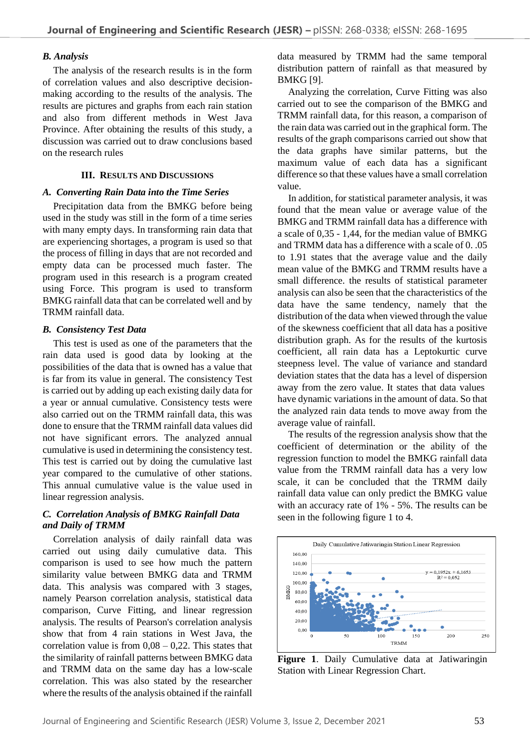### *B. Analysis*

The analysis of the research results is in the form of correlation values and also descriptive decision-making according to the results of the analysis. The results are pictures and graphs from each rain station and also from different methods in West Java Province. After obtaining the results of this study, a discussion was carried out to draw conclusions based on the research rules

## III. Results and Discussions

### *A. Converting Rain Data into the Time Series*

Precipitation data from the BMKG before being used in the study was still in the form of a time series with many empty days. In transforming rain data that are experiencing shortages, a program is used so that the process of filling in days that are not recorded and empty data can be processed much faster. The program used in this research is a program created using Force. This program is used to transform BMKG rainfall data that can be correlated well and by TRMM rainfall data.

### *B. Consistency Test Data*

This test is used as one of the parameters that the rain data used is good data by looking at the possibilities of the data that is owned has a value that is far from its value in general. The consistency Test is carried out by adding up each existing daily data for a year or annual cumulative. Consistency tests were also carried out on the TRMM rainfall data, this was done to ensure that the TRMM rainfall data values did not have significant errors. The analyzed annual cumulative is used in determining the consistency test. This test is carried out by doing the cumulative last year compared to the cumulative of other stations. This annual cumulative value is the value used in linear regression analysis.

### *C. Correlation Analysis of BMKG Rainfall Data and Daily of TRMM*

Correlation analysis of daily rainfall data was carried out using daily cumulative data. This comparison is used to see how much the pattern similarity value between BMKG and TRMM data. This analysis was compared with 3 stages, namely Pearson correlation analysis, statistical data comparison, Curve Fitting, and linear regression analysis. The results of Pearson's correlation analysis show that from 4 rain stations in West Java, the correlation value is from 0,08 – 0,22. This states that the similarity of rainfall patterns between BMKG data and TRMM data on the same day has a low-scale correlation. This was also stated by the researcher where the results of the analysis obtained if the rainfall data measured by TRMM had the same temporal distribution pattern of rainfall as that measured by BMKG [9].

Analyzing the correlation, Curve Fitting was also carried out to see the comparison of the BMKG and TRMM rainfall data, for this reason, a comparison of the rain data was carried out in the graphical form. The results of the graph comparisons carried out show that the data graphs have similar patterns, but the maximum value of each data has a significant difference so that these values have a small correlation value.

In addition, for statistical parameter analysis, it was found that the mean value or average value of the BMKG and TRMM rainfall data has a difference with a scale of 0,35 - 1,44, for the median value of BMKG and TRMM data has a difference with a scale of 0. .05 to 1.91 states that the average value and the daily mean value of the BMKG and TRMM results have a small difference. the results of statistical parameter analysis can also be seen that the characteristics of the data have the same tendency, namely that the distribution of the data when viewed through the value of the skewness coefficient that all data has a positive distribution graph. As for the results of the kurtosis coefficient, all rain data has a Leptokurtic curve steepness level. The value of variance and standard deviation states that the data has a level of dispersion away from the zero value. It states that data values have dynamic variations in the amount of data. So that the analyzed rain data tends to move away from the average value of rainfall.

The results of the regression analysis show that the coefficient of determination or the ability of the regression function to model the BMKG rainfall data value from the TRMM rainfall data has a very low scale, it can be concluded that the TRMM daily rainfall data value can only predict the BMKG value with an accuracy rate of 1% - 5%. The results can be seen in the following figure 1 to 4.

**Figure 1**. Daily Cumulative data at Jatiwaringin Station with Linear Regression Chart.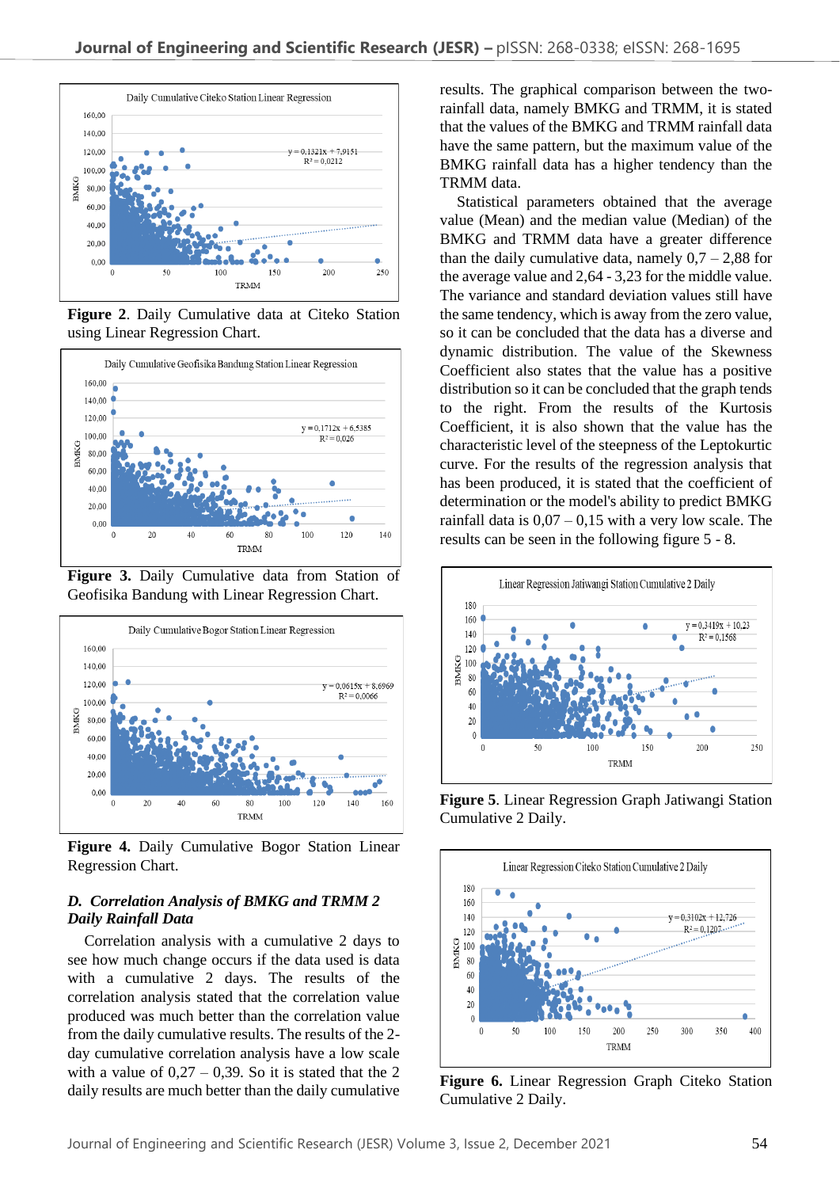Figure 2. Daily Cumulative data at Citeko Station using Linear Regression Chart.

Figure 3. Daily Cumulative data from Station of Geofisika Bandung with Linear Regression Chart.

Figure 4. Daily Cumulative Bogor Station Linear Regression Chart.

### *D. Correlation Analysis of BMKG and TRMM 2 Daily Rainfall Data*

Correlation analysis with a cumulative 2 days to see how much change occurs if the data used is data with a cumulative 2 days. The results of the correlation analysis stated that the correlation value produced was much better than the correlation value from the daily cumulative results. The results of the 2-day cumulative correlation analysis have a low scale with a value of 0,27 – 0,39. So it is stated that the 2 daily results are much better than the daily cumulative results. The graphical comparison between the two-rainfall data, namely BMKG and TRMM, it is stated that the values of the BMKG and TRMM rainfall data have the same pattern, but the maximum value of the BMKG rainfall data has a higher tendency than the TRMM data.

Statistical parameters obtained that the average value (Mean) and the median value (Median) of the BMKG and TRMM data have a greater difference than the daily cumulative data, namely 0,7 – 2,88 for the average value and 2,64 - 3,23 for the middle value. The variance and standard deviation values still have the same tendency, which is away from the zero value, so it can be concluded that the data has a diverse and dynamic distribution. The value of the Skewness Coefficient also states that the value has a positive distribution so it can be concluded that the graph tends to the right. From the results of the Kurtosis Coefficient, it is also shown that the value has the characteristic level of the steepness of the Leptokurtic curve. For the results of the regression analysis that has been produced, it is stated that the coefficient of determination or the model's ability to predict BMKG rainfall data is 0,07 – 0,15 with a very low scale. The results can be seen in the following figure 5 - 8.

Figure 5. Linear Regression Graph Jatiwangi Station Cumulative 2 Daily.

Figure 6. Linear Regression Graph Citeko Station Cumulative 2 Daily.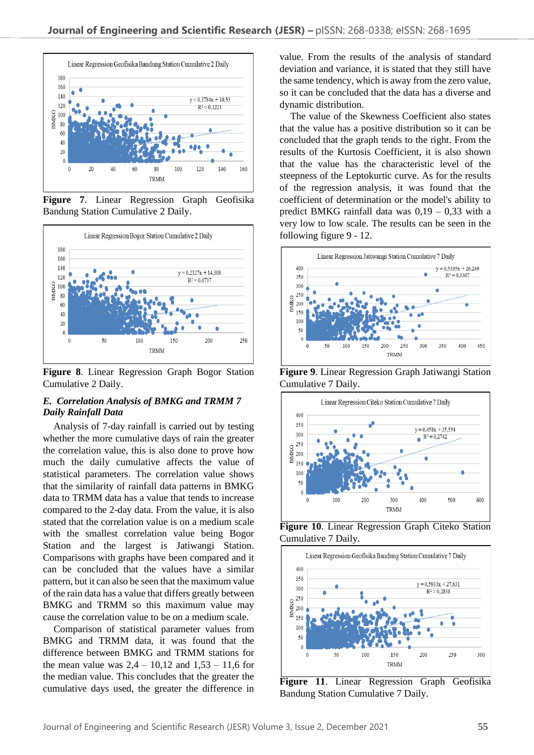Figure 7. Linear Regression Graph Geofisika Bandung Station Cumulative 2 Daily.

Figure 8. Linear Regression Graph Bogor Station Cumulative 2 Daily.

### *E. Correlation Analysis of BMKG and TRMM 7 Daily Rainfall Data*

Analysis of 7-day rainfall is carried out by testing whether the more cumulative days of rain the greater the correlation value, this is also done to prove how much the daily cumulative affects the value of statistical parameters. The correlation value shows that the similarity of rainfall data patterns in BMKG data to TRMM data has a value that tends to increase compared to the 2-day data. From the value, it is also stated that the correlation value is on a medium scale with the smallest correlation value being Bogor Station and the largest is Jatiwangi Station. Comparisons with graphs have been compared and it can be concluded that the values have a similar pattern, but it can also be seen that the maximum value of the rain data has a value that differs greatly between BMKG and TRMM so this maximum value may cause the correlation value to be on a medium scale.

Comparison of statistical parameter values from BMKG and TRMM data, it was found that the difference between BMKG and TRMM stations for the mean value was 2,4 – 10,12 and 1,53 – 11,6 for the median value. This concludes that the greater the cumulative days used, the greater the difference in value. From the results of the analysis of standard deviation and variance, it is stated that they still have the same tendency, which is away from the zero value, so it can be concluded that the data has a diverse and dynamic distribution.

The value of the Skewness Coefficient also states that the value has a positive distribution so it can be concluded that the graph tends to the right. From the results of the Kurtosis Coefficient, it is also shown that the value has the characteristic level of the steepness of the Leptokurtic curve. As for the results of the regression analysis, it was found that the coefficient of determination or the model's ability to predict BMKG rainfall data was 0,19 – 0,33 with a very low to low scale. The results can be seen in the following figure 9 - 12.

Figure 9. Linear Regression Graph Jatiwangi Station Cumulative 7 Daily.

Figure 10. Linear Regression Graph Citeko Station Cumulative 7 Daily.

Figure 11. Linear Regression Graph Geofisika Bandung Station Cumulative 7 Daily.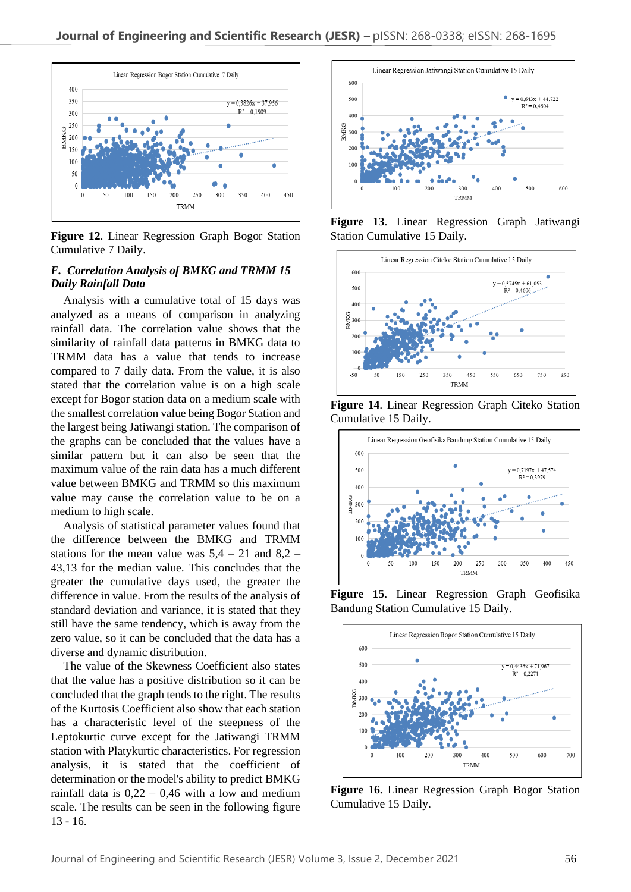Figure 12. Linear Regression Graph Bogor Station Cumulative 7 Daily.

### *F. Correlation Analysis of BMKG and TRMM 15 Daily Rainfall Data*

Analysis with a cumulative total of 15 days was analyzed as a means of comparison in analyzing rainfall data. The correlation value shows that the similarity of rainfall data patterns in BMKG data to TRMM data has a value that tends to increase compared to 7 daily data. From the value, it is also stated that the correlation value is on a high scale except for Bogor station data on a medium scale with the smallest correlation value being Bogor Station and the largest being Jatiwangi station. The comparison of the graphs can be concluded that the values have a similar pattern but it can also be seen that the maximum value of the rain data has a much different value between BMKG and TRMM so this maximum value may cause the correlation value to be on a medium to high scale.

Analysis of statistical parameter values found that the difference between the BMKG and TRMM stations for the mean value was 5,4 – 21 and 8,2 – 43,13 for the median value. This concludes that the greater the cumulative days used, the greater the difference in value. From the results of the analysis of standard deviation and variance, it is stated that they still have the same tendency, which is away from the zero value, so it can be concluded that the data has a diverse and dynamic distribution.

The value of the Skewness Coefficient also states that the value has a positive distribution so it can be concluded that the graph tends to the right. The results of the Kurtosis Coefficient also show that each station has a characteristic level of the steepness of the Leptokurtic curve except for the Jatiwangi TRMM station with Platykurtic characteristics. For regression analysis, it is stated that the coefficient of determination or the model's ability to predict BMKG rainfall data is 0,22 – 0,46 with a low and medium scale. The results can be seen in the following figure 13 - 16.

Figure 13. Linear Regression Graph Jatiwangi Station Cumulative 15 Daily.

Figure 14. Linear Regression Graph Citeko Station Cumulative 15 Daily.

Figure 15. Linear Regression Graph Geofisika Bandung Station Cumulative 15 Daily.

Figure 16. Linear Regression Graph Bogor Station Cumulative 15 Daily.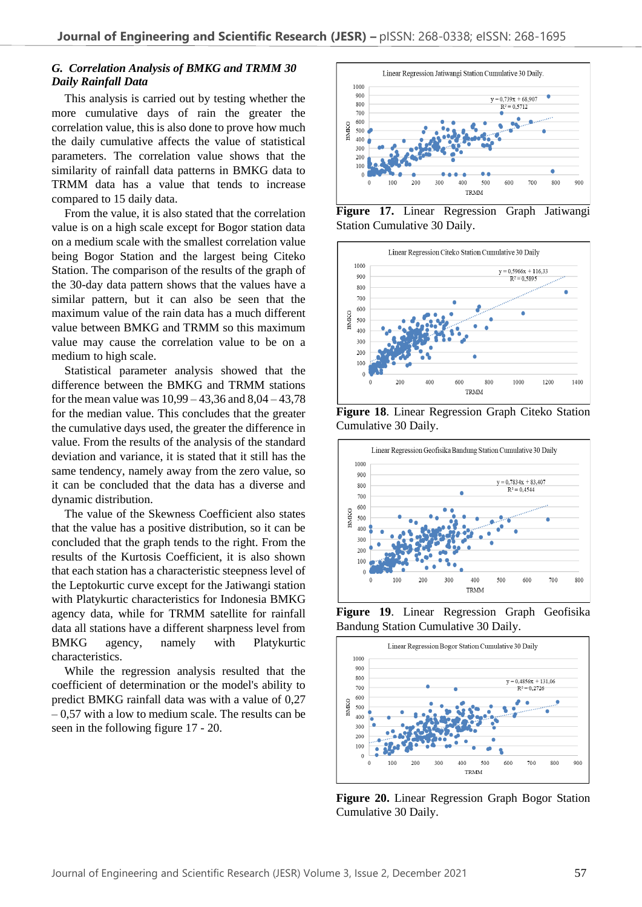### *G. Correlation Analysis of BMKG and TRMM 30 Daily Rainfall Data*

This analysis is carried out by testing whether the more cumulative days of rain the greater the correlation value, this is also done to prove how much the daily cumulative affects the value of statistical parameters. The correlation value shows that the similarity of rainfall data patterns in BMKG data to TRMM data has a value that tends to increase compared to 15 daily data.

From the value, it is also stated that the correlation value is on a high scale except for Bogor station data on a medium scale with the smallest correlation value being Bogor Station and the largest being Citeko Station. The comparison of the results of the graph of the 30-day data pattern shows that the values have a similar pattern, but it can also be seen that the maximum value of the rain data has a much different value between BMKG and TRMM so this maximum value may cause the correlation value to be on a medium to high scale.

Statistical parameter analysis showed that the difference between the BMKG and TRMM stations for the mean value was 10,99 – 43,36 and 8,04 – 43,78 for the median value. This concludes that the greater the cumulative days used, the greater the difference in value. From the results of the analysis of the standard deviation and variance, it is stated that it still has the same tendency, namely away from the zero value, so it can be concluded that the data has a diverse and dynamic distribution.

The value of the Skewness Coefficient also states that the value has a positive distribution, so it can be concluded that the graph tends to the right. From the results of the Kurtosis Coefficient, it is also shown that each station has a characteristic steepness level of the Leptokurtic curve except for the Jatiwangi station with Platykurtic characteristics for Indonesia BMKG agency data, while for TRMM satellite for rainfall data all stations have a different sharpness level from BMKG agency, namely with Platykurtic characteristics.

While the regression analysis resulted that the coefficient of determination or the model's ability to predict BMKG rainfall data was with a value of 0,27 – 0,57 with a low to medium scale. The results can be seen in the following figure 17 - 20.

**Figure 17.** Linear Regression Graph Jatiwangi Station Cumulative 30 Daily.

**Figure 18**. Linear Regression Graph Citeko Station Cumulative 30 Daily.

**Figure 19**. Linear Regression Graph Geofisika Bandung Station Cumulative 30 Daily.

**Figure 20.** Linear Regression Graph Bogor Station Cumulative 30 Daily.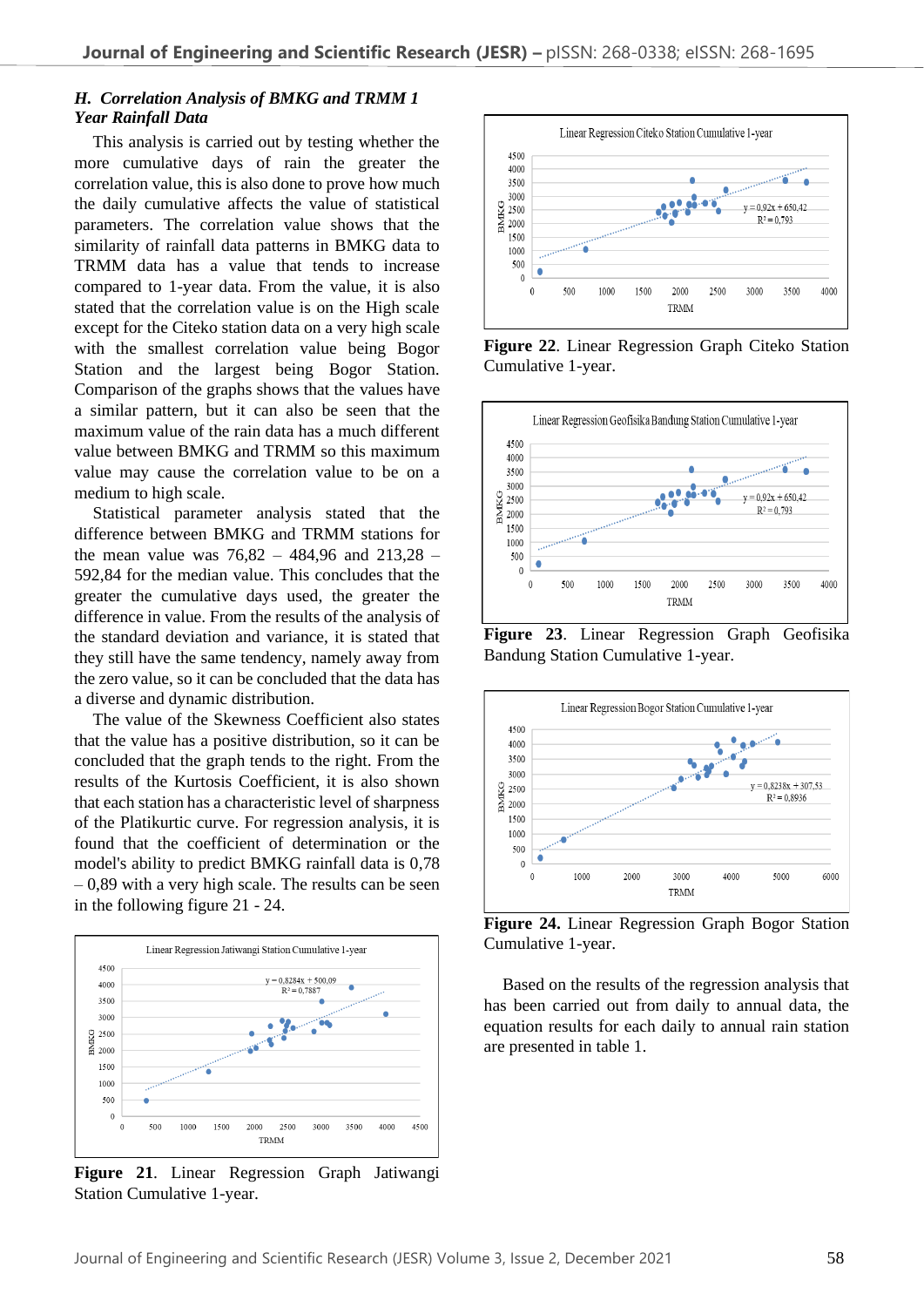### *H. Correlation Analysis of BMKG and TRMM 1 Year Rainfall Data*

This analysis is carried out by testing whether the more cumulative days of rain the greater the correlation value, this is also done to prove how much the daily cumulative affects the value of statistical parameters. The correlation value shows that the similarity of rainfall data patterns in BMKG data to TRMM data has a value that tends to increase compared to 1-year data. From the value, it is also stated that the correlation value is on the High scale except for the Citeko station data on a very high scale with the smallest correlation value being Bogor Station and the largest being Bogor Station. Comparison of the graphs shows that the values have a similar pattern, but it can also be seen that the maximum value of the rain data has a much different value between BMKG and TRMM so this maximum value may cause the correlation value to be on a medium to high scale.

Statistical parameter analysis stated that the difference between BMKG and TRMM stations for the mean value was 76,82 – 484,96 and 213,28 – 592,84 for the median value. This concludes that the greater the cumulative days used, the greater the difference in value. From the results of the analysis of the standard deviation and variance, it is stated that they still have the same tendency, namely away from the zero value, so it can be concluded that the data has a diverse and dynamic distribution.

The value of the Skewness Coefficient also states that the value has a positive distribution, so it can be concluded that the graph tends to the right. From the results of the Kurtosis Coefficient, it is also shown that each station has a characteristic level of sharpness of the Platikurtic curve. For regression analysis, it is found that the coefficient of determination or the model's ability to predict BMKG rainfall data is 0,78 – 0,89 with a very high scale. The results can be seen in the following figure 21 - 24.

**Figure 21**. Linear Regression Graph Jatiwangi Station Cumulative 1-year.

**Figure 22**. Linear Regression Graph Citeko Station Cumulative 1-year.

**Figure 23**. Linear Regression Graph Geofisika Bandung Station Cumulative 1-year.

**Figure 24.** Linear Regression Graph Bogor Station Cumulative 1-year.

Based on the results of the regression analysis that has been carried out from daily to annual data, the equation results for each daily to annual rain station are presented in table 1.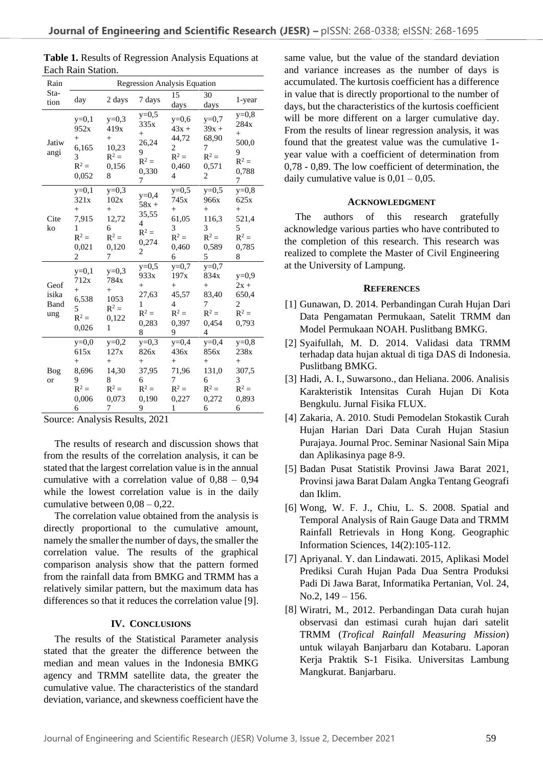**Table 1.** Results of Regression Analysis Equations at Each Rain Station.

| Rain Station | Regression Analysis Equation | | | | | |
|---|---|---|---|---|---|---|
| | day | 2 days | 7 days | 15 days | 30 days | 1-year |
| Jatiwangi | y=0,1952x + 6,1653 $R^2$ = 0,052 | y=0,3419x + 10,23 $R^2$ = 0,1568 | y=0,5335x + 26,249 $R^2$ = 0,3307 | y=0,643x + 44,722 $R^2$ = 0,4604 | y=0,739x + 68,907 $R^2$ = 0,5712 | y=0,8284x + 500,09 $R^2$ = 0,7887 |
| Citeko | y=0,1321x + 7,9151 $R^2$ = 0,0212 | y=0,3102x + 12,726 $R^2$ = 0,1207 | y=0,458x + 35,554 $R^2$ = 0,2742 | y=0,5745x + 61,053 $R^2$ = 0,4606 | y=0,5966x + 116,33 $R^2$ = 0,5895 | y=0,8625x + 521,45 $R^2$ = 0,7858 |
| Geofisika Bandung | y=0,1712x + 6,5385 $R^2$ = 0,026 | y=0,3784x + 1053 $R^2$ = 0,1221 | y=0,5933x + 27,631 $R^2$ = 0,2838 | y=0,7197x + 45,574 $R^2$ = 0,3979 | y=0,7834x + 83,407 $R^2$ = 0,4544 | y=0,92x + 650,42 $R^2$ = 0,793 |
| Bogor | y=0,0615x + 8,6969 $R^2$ = 0,0066 | y=0,2127x + 14,308 $R^2$ = 0,0737 | y=0,3826x + 37,956 $R^2$ = 0,1909 | y=0,4436x + 71,967 $R^2$ = 0,2271 | y=0,4856x + 131,06 $R^2$ = 0,2726 | y=0,8238x + 307,53 $R^2$ = 0,8936 |

Source: Analysis Results, 2021

The results of research and discussion shows that from the results of the correlation analysis, it can be stated that the largest correlation value is in the annual cumulative with a correlation value of 0,88 – 0,94 while the lowest correlation value is in the daily cumulative between 0,08 – 0,22.

The correlation value obtained from the analysis is directly proportional to the cumulative amount, namely the smaller the number of days, the smaller the correlation value. The results of the graphical comparison analysis show that the pattern formed from the rainfall data from BMKG and TRMM has a relatively similar pattern, but the maximum data has differences so that it reduces the correlation value [9].

## IV. Conclusions

The results of the Statistical Parameter analysis stated that the greater the difference between the median and mean values in the Indonesia BMKG agency and TRMM satellite data, the greater the cumulative value. The characteristics of the standard deviation, variance, and skewness coefficient have the same value, but the value of the standard deviation and variance increases as the number of days is accumulated. The kurtosis coefficient has a difference in value that is directly proportional to the number of days, but the characteristics of the kurtosis coefficient will be more different on a larger cumulative day. From the results of linear regression analysis, it was found that the greatest value was the cumulative 1-year value with a coefficient of determination from 0,78 - 0,89. The low coefficient of determination, the daily cumulative value is 0,01 – 0,05.

## Acknowledgment

The authors of this research gratefully acknowledge various parties who have contributed to the completion of this research. This research was realized to complete the Master of Civil Engineering at the University of Lampung.

## References

[1] Gunawan, D. 2014. Perbandingan Curah Hujan Dari Data Pengamatan Permukaan, Satelit TRMM dan Model Permukaan NOAH. Puslitbang BMKG.

[2] Syaifullah, M. D. 2014. Validasi data TRMM terhadap data hujan aktual di tiga DAS di Indonesia. Puslitbang BMKG.

[3] Hadi, A. I., Suwarsono., dan Heliana. 2006. Analisis Karakteristik Intensitas Curah Hujan Di Kota Bengkulu. Jurnal Fisika FLUX.

[4] Zakaria, A. 2010. Studi Pemodelan Stokastik Curah Hujan Harian Dari Data Curah Hujan Stasiun Purajaya. Journal Proc. Seminar Nasional Sain Mipa dan Aplikasinya page 8-9.

[5] Badan Pusat Statistik Provinsi Jawa Barat 2021, Provinsi jawa Barat Dalam Angka Tentang Geografi dan Iklim.

[6] Wong, W. F. J., Chiu, L. S. 2008. Spatial and Temporal Analysis of Rain Gauge Data and TRMM Rainfall Retrievals in Hong Kong. Geographic Information Sciences, 14(2):105-112.

[7] Apriyanal. Y. dan Lindawati. 2015, Aplikasi Model Prediksi Curah Hujan Pada Dua Sentra Produksi Padi Di Jawa Barat, Informatika Pertanian, Vol. 24, No.2, 149 – 156.

[8] Wiratri, M., 2012. Perbandingan Data curah hujan observasi dan estimasi curah hujan dari satelit TRMM (*Trofical Rainfall Measuring Mission*) untuk wilayah Banjarbaru dan Kotabaru. Laporan Kerja Praktik S-1 Fisika. Universitas Lambung Mangkurat. Banjarbaru.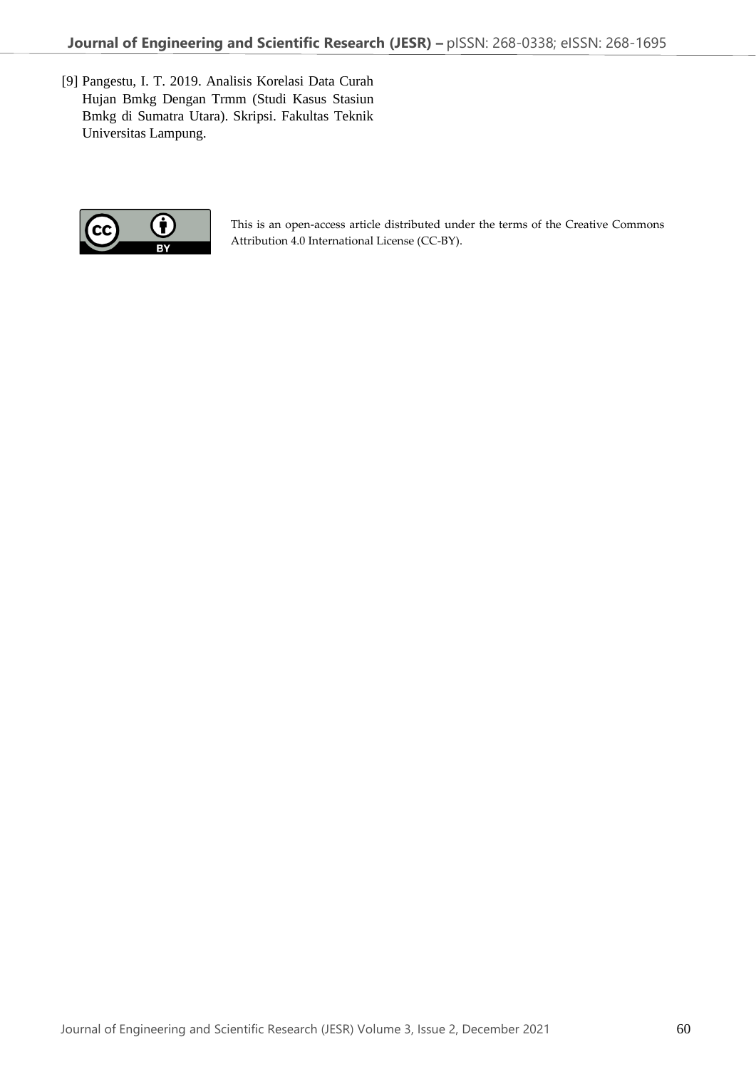[9] Pangestu, I. T. 2019. Analisis Korelasi Data Curah Hujan Bmkg Dengan Trmm (Studi Kasus Stasiun Bmkg di Sumatra Utara). Skripsi. Fakultas Teknik Universitas Lampung.

This is an open-access article distributed under the terms of the Creative Commons Attribution 4.0 International License (CC-BY).